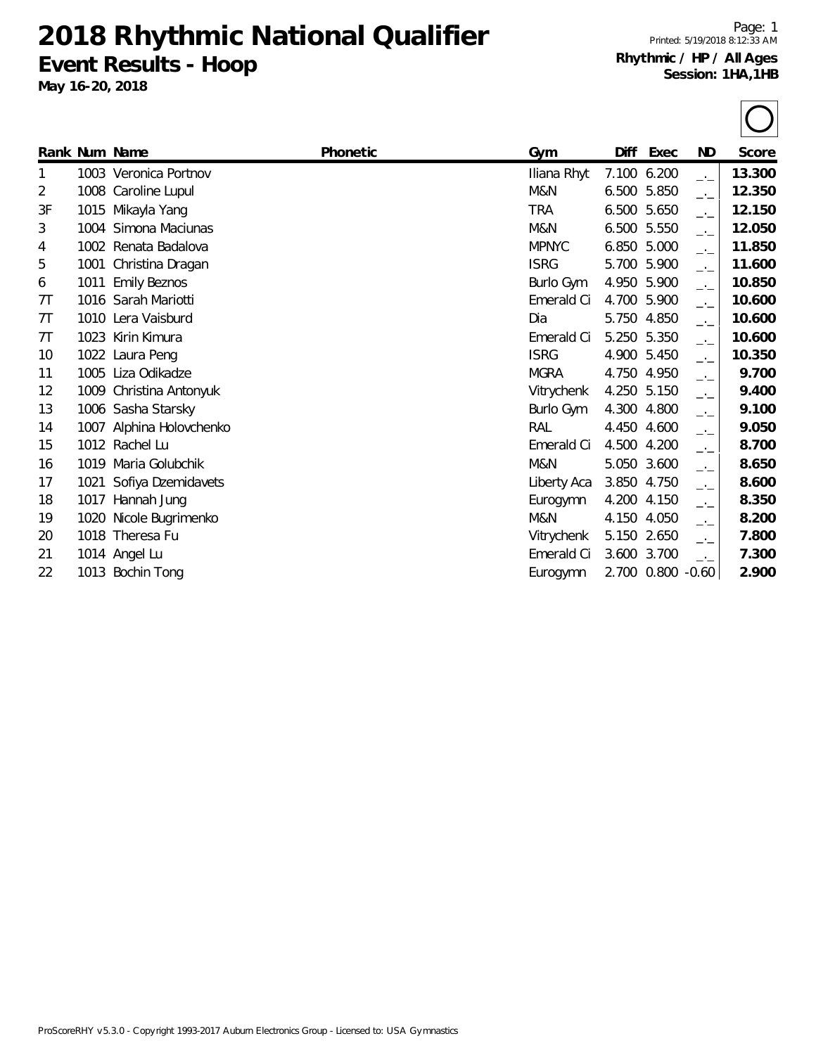# 2018 Rhythmic National Qualifier

## Event Results - Hoop

**May 16-20, 2018**

Page: 1
Printed: 5/19/2018 8:12:33 AM

**Rhythmic / HP / All Ages**
**Session: 1HA,1HB**

| Rank | Num | Name | Phonetic | Gym | Diff | Exec | ND | Score |
|---|---|---|---|---|---|---|---|---|
| 1 | 1003 | Veronica Portnov | | Iliana Rhyt | 7.100 | 6.200 | _._ | **13.300** |
| 2 | 1008 | Caroline Lupul | | M&N | 6.500 | 5.850 | _._ | **12.350** |
| 3F | 1015 | Mikayla Yang | | TRA | 6.500 | 5.650 | _._ | **12.150** |
| 3 | 1004 | Simona Maciunas | | M&N | 6.500 | 5.550 | _._ | **12.050** |
| 4 | 1002 | Renata Badalova | | MPNYC | 6.850 | 5.000 | _._ | **11.850** |
| 5 | 1001 | Christina Dragan | | ISRG | 5.700 | 5.900 | _._ | **11.600** |
| 6 | 1011 | Emily Beznos | | Burlo Gym | 4.950 | 5.900 | _._ | **10.850** |
| 7T | 1016 | Sarah Mariotti | | Emerald Ci | 4.700 | 5.900 | _._ | **10.600** |
| 7T | 1010 | Lera Vaisburd | | Dia | 5.750 | 4.850 | _._ | **10.600** |
| 7T | 1023 | Kirin Kimura | | Emerald Ci | 5.250 | 5.350 | _._ | **10.600** |
| 10 | 1022 | Laura Peng | | ISRG | 4.900 | 5.450 | _._ | **10.350** |
| 11 | 1005 | Liza Odikadze | | MGRA | 4.750 | 4.950 | _._ | **9.700** |
| 12 | 1009 | Christina Antonyuk | | Vitrychenk | 4.250 | 5.150 | _._ | **9.400** |
| 13 | 1006 | Sasha Starsky | | Burlo Gym | 4.300 | 4.800 | _._ | **9.100** |
| 14 | 1007 | Alphina Holovchenko | | RAL | 4.450 | 4.600 | _._ | **9.050** |
| 15 | 1012 | Rachel Lu | | Emerald Ci | 4.500 | 4.200 | _._ | **8.700** |
| 16 | 1019 | Maria Golubchik | | M&N | 5.050 | 3.600 | _._ | **8.650** |
| 17 | 1021 | Sofiya Dzemidavets | | Liberty Aca | 3.850 | 4.750 | _._ | **8.600** |
| 18 | 1017 | Hannah Jung | | Eurogymn | 4.200 | 4.150 | _._ | **8.350** |
| 19 | 1020 | Nicole Bugrimenko | | M&N | 4.150 | 4.050 | _._ | **8.200** |
| 20 | 1018 | Theresa Fu | | Vitrychenk | 5.150 | 2.650 | _._ | **7.800** |
| 21 | 1014 | Angel Lu | | Emerald Ci | 3.600 | 3.700 | _._ | **7.300** |
| 22 | 1013 | Bochin Tong | | Eurogymn | 2.700 | 0.800 | -0.60 | **2.900** |

ProScoreRHY v5.3.0 - Copyright 1993-2017 Auburn Electronics Group - Licensed to: USA Gymnastics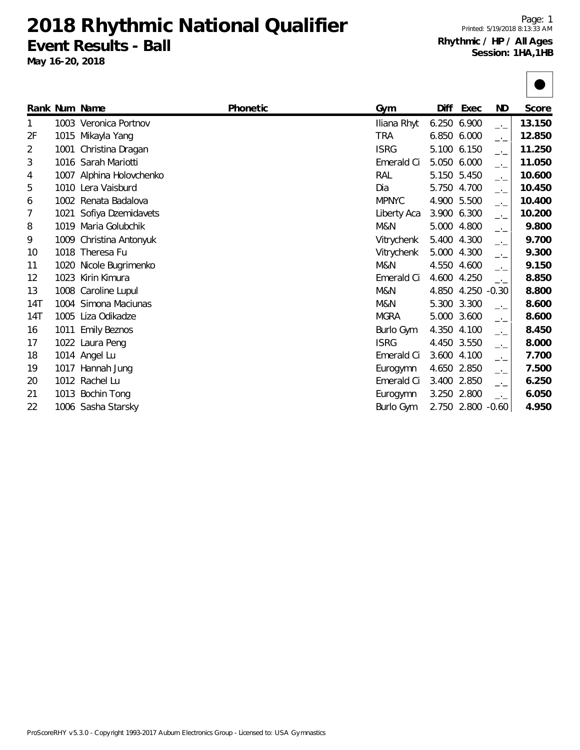# 2018 Rhythmic National Qualifier

## Event Results - Ball

**May 16-20, 2018**

**Rhythmic / HP / All Ages**
**Session: 1HA,1HB**

| Rank | Num | Name | Phonetic | Gym | Diff | Exec | ND | Score |
|---|---|---|---|---|---|---|---|---|
| 1 | 1003 | Veronica Portnov | | Iliana Rhyt | 6.250 | 6.900 | _._ | **13.150** |
| 2F | 1015 | Mikayla Yang | | TRA | 6.850 | 6.000 | _._ | **12.850** |
| 2 | 1001 | Christina Dragan | | ISRG | 5.100 | 6.150 | _._ | **11.250** |
| 3 | 1016 | Sarah Mariotti | | Emerald Ci | 5.050 | 6.000 | _._ | **11.050** |
| 4 | 1007 | Alphina Holovchenko | | RAL | 5.150 | 5.450 | _._ | **10.600** |
| 5 | 1010 | Lera Vaisburd | | Dia | 5.750 | 4.700 | _._ | **10.450** |
| 6 | 1002 | Renata Badalova | | MPNYC | 4.900 | 5.500 | _._ | **10.400** |
| 7 | 1021 | Sofiya Dzemidavets | | Liberty Aca | 3.900 | 6.300 | _._ | **10.200** |
| 8 | 1019 | Maria Golubchik | | M&N | 5.000 | 4.800 | _._ | **9.800** |
| 9 | 1009 | Christina Antonyuk | | Vitrychenk | 5.400 | 4.300 | _._ | **9.700** |
| 10 | 1018 | Theresa Fu | | Vitrychenk | 5.000 | 4.300 | _._ | **9.300** |
| 11 | 1020 | Nicole Bugrimenko | | M&N | 4.550 | 4.600 | _._ | **9.150** |
| 12 | 1023 | Kirin Kimura | | Emerald Ci | 4.600 | 4.250 | _._ | **8.850** |
| 13 | 1008 | Caroline Lupul | | M&N | 4.850 | 4.250 | -0.30 | **8.800** |
| 14T | 1004 | Simona Maciunas | | M&N | 5.300 | 3.300 | _._ | **8.600** |
| 14T | 1005 | Liza Odikadze | | MGRA | 5.000 | 3.600 | _._ | **8.600** |
| 16 | 1011 | Emily Beznos | | Burlo Gym | 4.350 | 4.100 | _._ | **8.450** |
| 17 | 1022 | Laura Peng | | ISRG | 4.450 | 3.550 | _._ | **8.000** |
| 18 | 1014 | Angel Lu | | Emerald Ci | 3.600 | 4.100 | _._ | **7.700** |
| 19 | 1017 | Hannah Jung | | Eurogymn | 4.650 | 2.850 | _._ | **7.500** |
| 20 | 1012 | Rachel Lu | | Emerald Ci | 3.400 | 2.850 | _._ | **6.250** |
| 21 | 1013 | Bochin Tong | | Eurogymn | 3.250 | 2.800 | _._ | **6.050** |
| 22 | 1006 | Sasha Starsky | | Burlo Gym | 2.750 | 2.800 | -0.60 | **4.950** |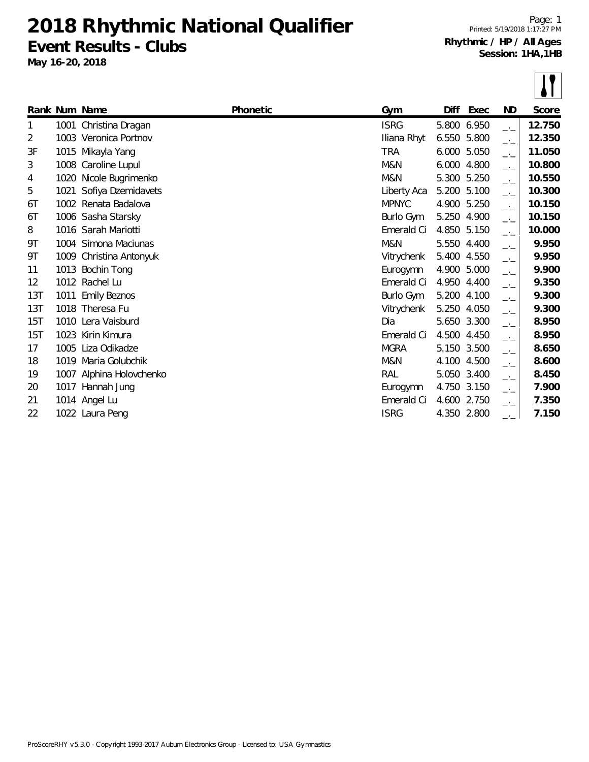# 2018 Rhythmic National Qualifier

## Event Results - Clubs

**May 16-20, 2018**

Printed: 5/19/2018 1:17:27 PM

**Rhythmic / HP / All Ages**
**Session: 1HA,1HB**

| Rank | Num | Name | Phonetic | Gym | Diff | Exec | ND | Score |
|---|---|---|---|---|---|---|---|---|
| 1 | 1001 | Christina Dragan | | ISRG | 5.800 | 6.950 | _._ | **12.750** |
| 2 | 1003 | Veronica Portnov | | Iliana Rhyt | 6.550 | 5.800 | _._ | **12.350** |
| 3F | 1015 | Mikayla Yang | | TRA | 6.000 | 5.050 | _._ | **11.050** |
| 3 | 1008 | Caroline Lupul | | M&N | 6.000 | 4.800 | _._ | **10.800** |
| 4 | 1020 | Nicole Bugrimenko | | M&N | 5.300 | 5.250 | _._ | **10.550** |
| 5 | 1021 | Sofiya Dzemidavets | | Liberty Aca | 5.200 | 5.100 | _._ | **10.300** |
| 6T | 1002 | Renata Badalova | | MPNYC | 4.900 | 5.250 | _._ | **10.150** |
| 6T | 1006 | Sasha Starsky | | Burlo Gym | 5.250 | 4.900 | _._ | **10.150** |
| 8 | 1016 | Sarah Mariotti | | Emerald Ci | 4.850 | 5.150 | _._ | **10.000** |
| 9T | 1004 | Simona Maciunas | | M&N | 5.550 | 4.400 | _._ | **9.950** |
| 9T | 1009 | Christina Antonyuk | | Vitrychenk | 5.400 | 4.550 | _._ | **9.950** |
| 11 | 1013 | Bochin Tong | | Eurogymn | 4.900 | 5.000 | _._ | **9.900** |
| 12 | 1012 | Rachel Lu | | Emerald Ci | 4.950 | 4.400 | _._ | **9.350** |
| 13T | 1011 | Emily Beznos | | Burlo Gym | 5.200 | 4.100 | _._ | **9.300** |
| 13T | 1018 | Theresa Fu | | Vitrychenk | 5.250 | 4.050 | _._ | **9.300** |
| 15T | 1010 | Lera Vaisburd | | Dia | 5.650 | 3.300 | _._ | **8.950** |
| 15T | 1023 | Kirin Kimura | | Emerald Ci | 4.500 | 4.450 | _._ | **8.950** |
| 17 | 1005 | Liza Odikadze | | MGRA | 5.150 | 3.500 | _._ | **8.650** |
| 18 | 1019 | Maria Golubchik | | M&N | 4.100 | 4.500 | _._ | **8.600** |
| 19 | 1007 | Alphina Holovchenko | | RAL | 5.050 | 3.400 | _._ | **8.450** |
| 20 | 1017 | Hannah Jung | | Eurogymn | 4.750 | 3.150 | _._ | **7.900** |
| 21 | 1014 | Angel Lu | | Emerald Ci | 4.600 | 2.750 | _._ | **7.350** |
| 22 | 1022 | Laura Peng | | ISRG | 4.350 | 2.800 | _._ | **7.150** |

ProScoreRHY v5.3.0 - Copyright 1993-2017 Auburn Electronics Group - Licensed to: USA Gymnastics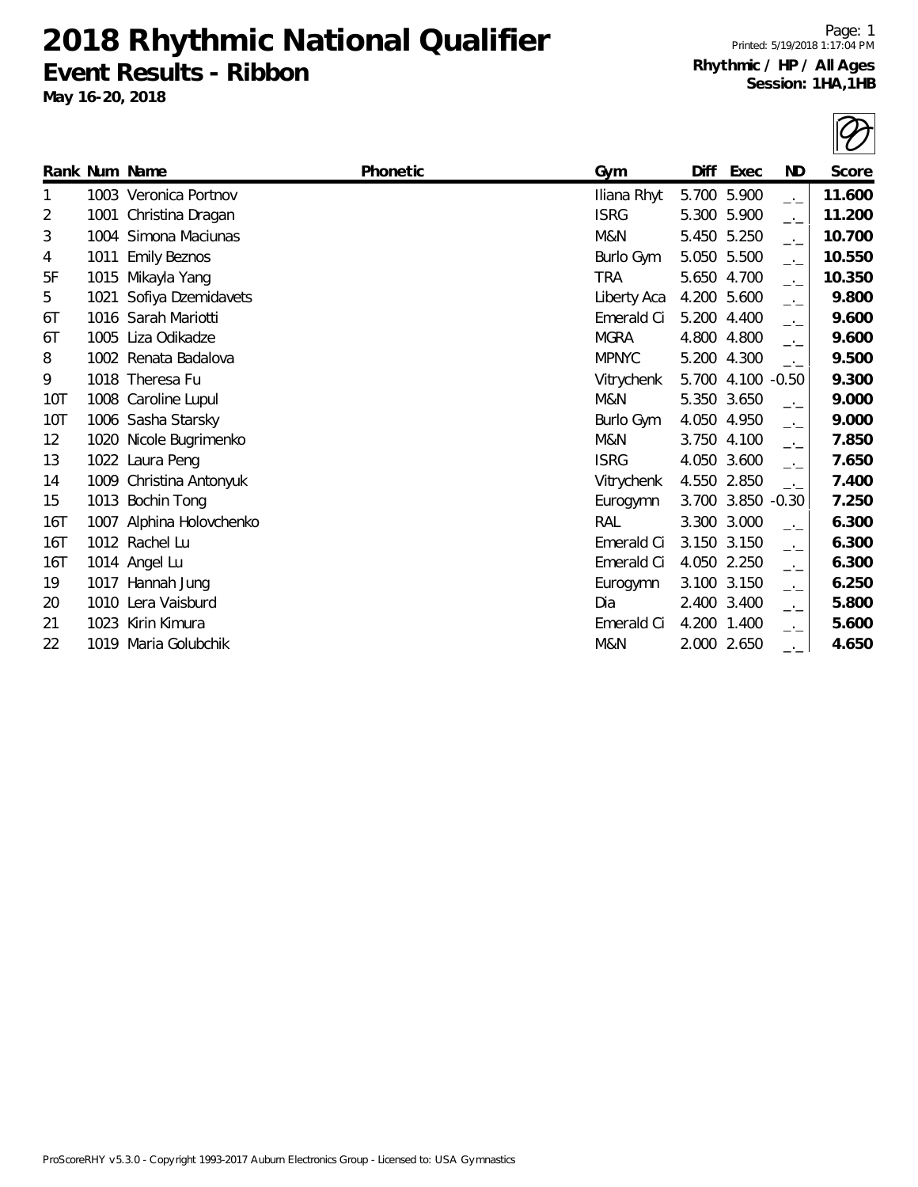# 2018 Rhythmic National Qualifier

## Event Results - Ribbon

**May 16-20, 2018**

**Rhythmic / HP / All Ages**
**Session: 1HA,1HB**

| Rank | Num | Name | Phonetic | Gym | Diff | Exec | ND | Score |
|---|---|---|---|---|---|---|---|---|
| 1 | 1003 | Veronica Portnov | | Iliana Rhyt | 5.700 | 5.900 | _._ | **11.600** |
| 2 | 1001 | Christina Dragan | | ISRG | 5.300 | 5.900 | _._ | **11.200** |
| 3 | 1004 | Simona Maciunas | | M&N | 5.450 | 5.250 | _._ | **10.700** |
| 4 | 1011 | Emily Beznos | | Burlo Gym | 5.050 | 5.500 | _._ | **10.550** |
| 5F | 1015 | Mikayla Yang | | TRA | 5.650 | 4.700 | _._ | **10.350** |
| 5 | 1021 | Sofiya Dzemidavets | | Liberty Aca | 4.200 | 5.600 | _._ | **9.800** |
| 6T | 1016 | Sarah Mariotti | | Emerald Ci | 5.200 | 4.400 | _._ | **9.600** |
| 6T | 1005 | Liza Odikadze | | MGRA | 4.800 | 4.800 | _._ | **9.600** |
| 8 | 1002 | Renata Badalova | | MPNYC | 5.200 | 4.300 | _._ | **9.500** |
| 9 | 1018 | Theresa Fu | | Vitrychenk | 5.700 | 4.100 | -0.50 | **9.300** |
| 10T | 1008 | Caroline Lupul | | M&N | 5.350 | 3.650 | _._ | **9.000** |
| 10T | 1006 | Sasha Starsky | | Burlo Gym | 4.050 | 4.950 | _._ | **9.000** |
| 12 | 1020 | Nicole Bugrimenko | | M&N | 3.750 | 4.100 | _._ | **7.850** |
| 13 | 1022 | Laura Peng | | ISRG | 4.050 | 3.600 | _._ | **7.650** |
| 14 | 1009 | Christina Antonyuk | | Vitrychenk | 4.550 | 2.850 | _._ | **7.400** |
| 15 | 1013 | Bochin Tong | | Eurogymn | 3.700 | 3.850 | -0.30 | **7.250** |
| 16T | 1007 | Alphina Holovchenko | | RAL | 3.300 | 3.000 | _._ | **6.300** |
| 16T | 1012 | Rachel Lu | | Emerald Ci | 3.150 | 3.150 | _._ | **6.300** |
| 16T | 1014 | Angel Lu | | Emerald Ci | 4.050 | 2.250 | _._ | **6.300** |
| 19 | 1017 | Hannah Jung | | Eurogymn | 3.100 | 3.150 | _._ | **6.250** |
| 20 | 1010 | Lera Vaisburd | | Dia | 2.400 | 3.400 | _._ | **5.800** |
| 21 | 1023 | Kirin Kimura | | Emerald Ci | 4.200 | 1.400 | _._ | **5.600** |
| 22 | 1019 | Maria Golubchik | | M&N | 2.000 | 2.650 | _._ | **4.650** |